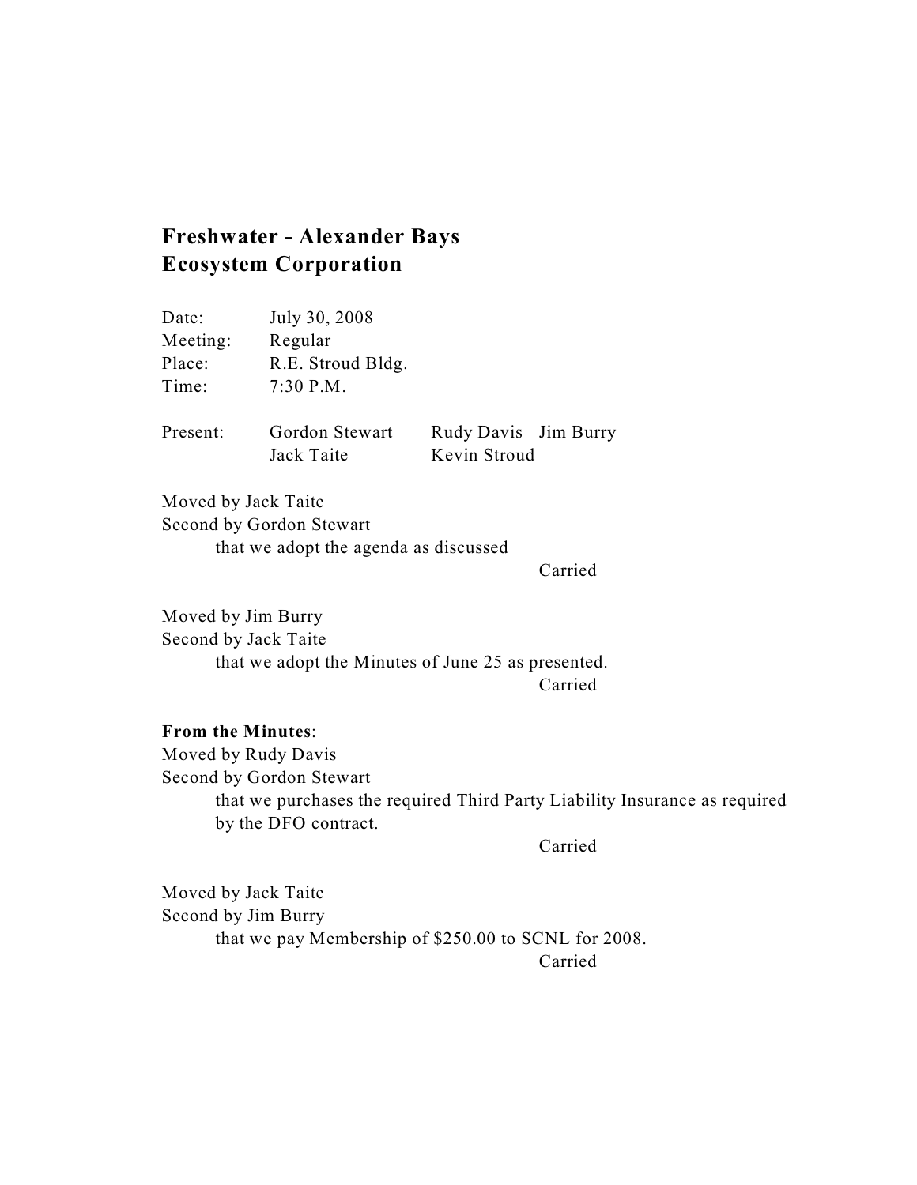# Freshwater - Alexander Bays Ecosystem Corporation

Date: July 30, 2008
Meeting: Regular
Place: R.E. Stroud Bldg.
Time: 7:30 P.M.

Present: Gordon Stewart, Rudy Davis, Jim Burry, Jack Taite, Kevin Stroud

Moved by Jack Taite
Second by Gordon Stewart
that we adopt the agenda as discussed
Carried

Moved by Jim Burry
Second by Jack Taite
that we adopt the Minutes of June 25 as presented.
Carried

**From the Minutes**:
Moved by Rudy Davis
Second by Gordon Stewart
that we purchases the required Third Party Liability Insurance as required by the DFO contract.
Carried

Moved by Jack Taite
Second by Jim Burry
that we pay Membership of $250.00 to SCNL for 2008.
Carried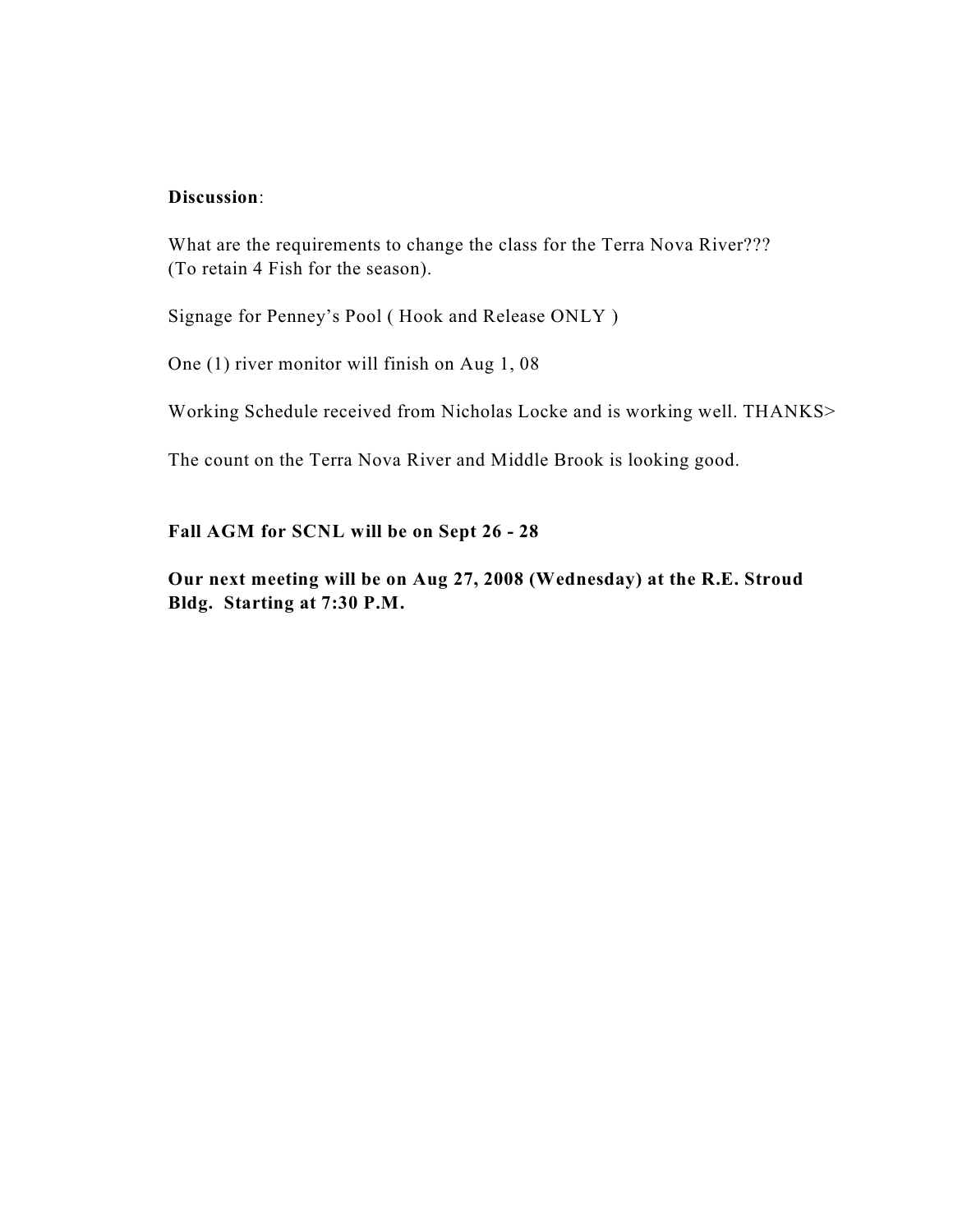**Discussion**:

What are the requirements to change the class for the Terra Nova River???
(To retain 4 Fish for the season).

Signage for Penney's Pool ( Hook and Release ONLY )

One (1) river monitor will finish on Aug 1, 08

Working Schedule received from Nicholas Locke and is working well. THANKS>

The count on the Terra Nova River and Middle Brook is looking good.

**Fall AGM for SCNL will be on Sept 26 - 28**

**Our next meeting will be on Aug 27, 2008 (Wednesday) at the R.E. Stroud Bldg. Starting at 7:30 P.M.**